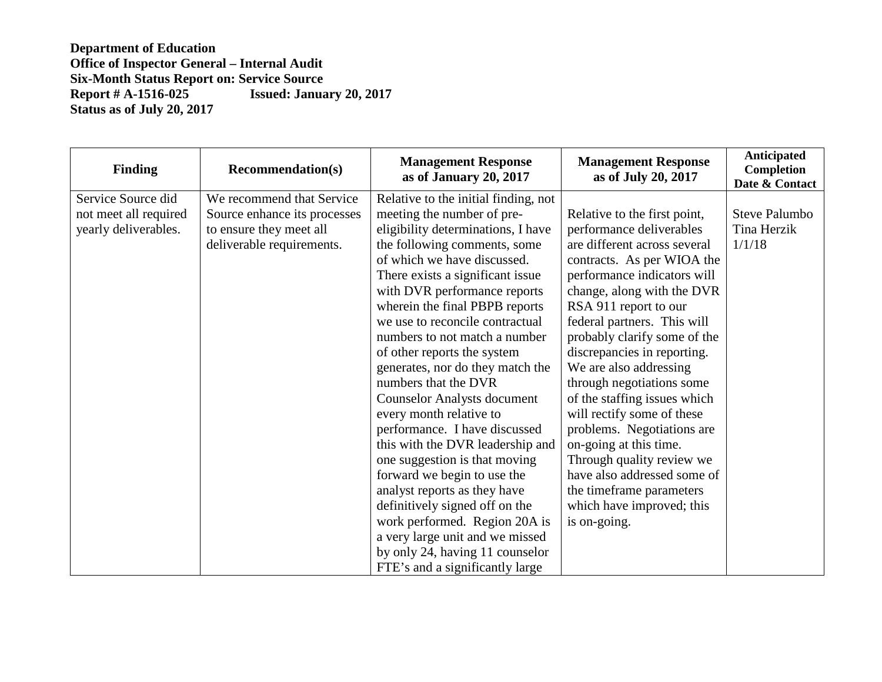**Department of Education**
**Office of Inspector General – Internal Audit**
**Six-Month Status Report on: Service Source**
**Report # A-1516-025 Issued: January 20, 2017**
**Status as of July 20, 2017**

| Finding | Recommendation(s) | Management Response as of January 20, 2017 | Management Response as of July 20, 2017 | Anticipated Completion Date & Contact |
|---|---|---|---|---|
| Service Source did not meet all required yearly deliverables. | We recommend that Service Source enhance its processes to ensure they meet all deliverable requirements. | Relative to the initial finding, not meeting the number of pre-eligibility determinations, I have the following comments, some of which we have discussed. There exists a significant issue with DVR performance reports wherein the final PBPB reports we use to reconcile contractual numbers to not match a number of other reports the system generates, nor do they match the numbers that the DVR Counselor Analysts document every month relative to performance. I have discussed this with the DVR leadership and one suggestion is that moving forward we begin to use the analyst reports as they have definitively signed off on the work performed. Region 20A is a very large unit and we missed by only 24, having 11 counselor FTE's and a significantly large | Relative to the first point, performance deliverables are different across several contracts. As per WIOA the performance indicators will change, along with the DVR RSA 911 report to our federal partners. This will probably clarify some of the discrepancies in reporting. We are also addressing through negotiations some of the staffing issues which will rectify some of these problems. Negotiations are on-going at this time. Through quality review we have also addressed some of the timeframe parameters which have improved; this is on-going. | Steve Palumbo<br>Tina Herzik<br>1/1/18 |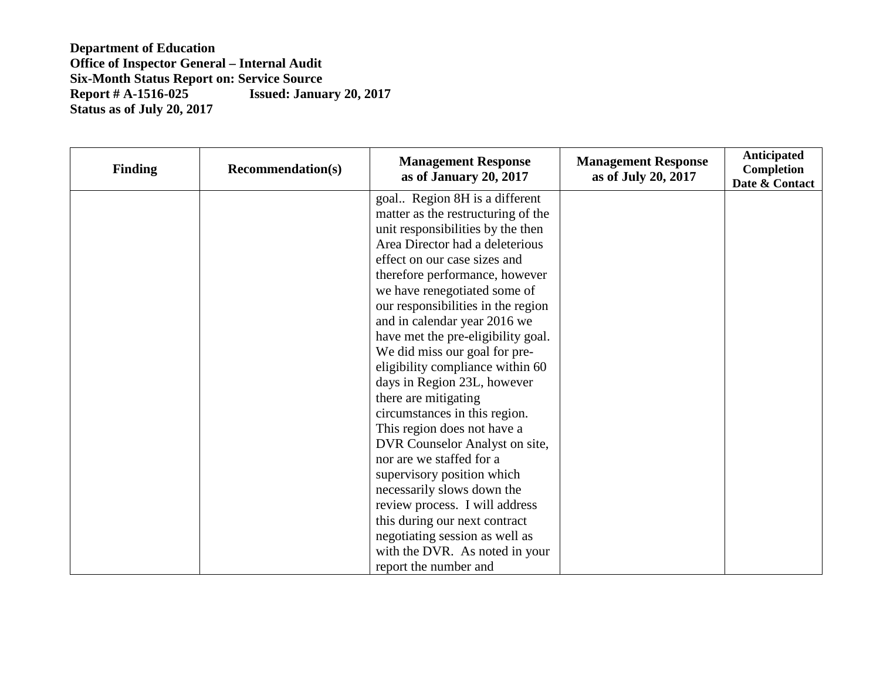**Department of Education**
**Office of Inspector General – Internal Audit**
**Six-Month Status Report on: Service Source**
**Report # A-1516-025 Issued: January 20, 2017**
**Status as of July 20, 2017**

| Finding | Recommendation(s) | Management Response as of January 20, 2017 | Management Response as of July 20, 2017 | Anticipated Completion Date & Contact |
|---|---|---|---|---|
| | | goal.. Region 8H is a different matter as the restructuring of the unit responsibilities by the then Area Director had a deleterious effect on our case sizes and therefore performance, however we have renegotiated some of our responsibilities in the region and in calendar year 2016 we have met the pre-eligibility goal. We did miss our goal for pre-eligibility compliance within 60 days in Region 23L, however there are mitigating circumstances in this region. This region does not have a DVR Counselor Analyst on site, nor are we staffed for a supervisory position which necessarily slows down the review process. I will address this during our next contract negotiating session as well as with the DVR. As noted in your report the number and | | |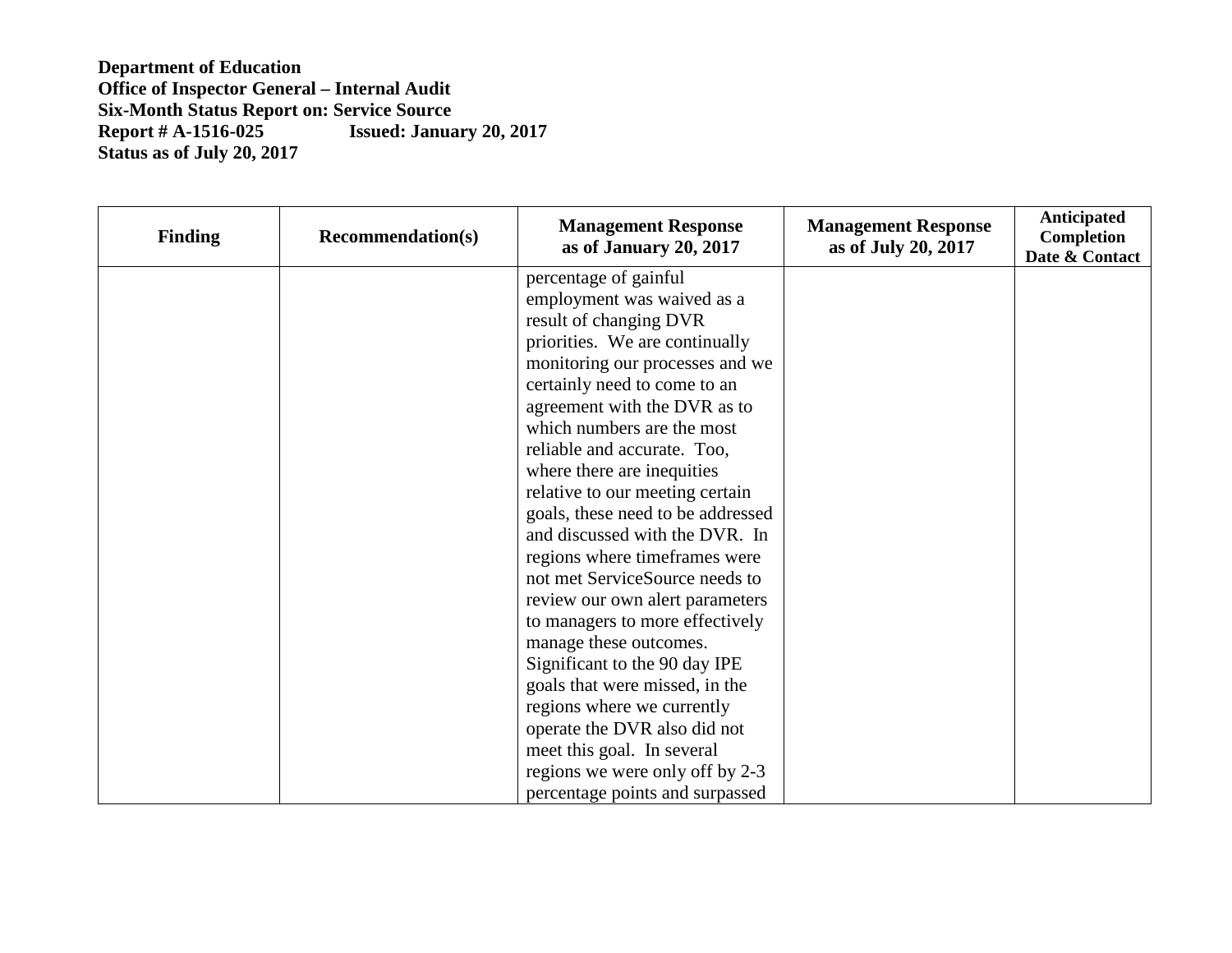**Department of Education**
**Office of Inspector General – Internal Audit**
**Six-Month Status Report on: Service Source**
**Report # A-1516-025 Issued: January 20, 2017**
**Status as of July 20, 2017**

| Finding | Recommendation(s) | Management Response as of January 20, 2017 | Management Response as of July 20, 2017 | Anticipated Completion Date & Contact |
|---|---|---|---|---|
| | | percentage of gainful employment was waived as a result of changing DVR priorities. We are continually monitoring our processes and we certainly need to come to an agreement with the DVR as to which numbers are the most reliable and accurate. Too, where there are inequities relative to our meeting certain goals, these need to be addressed and discussed with the DVR. In regions where timeframes were not met ServiceSource needs to review our own alert parameters to managers to more effectively manage these outcomes. Significant to the 90 day IPE goals that were missed, in the regions where we currently operate the DVR also did not meet this goal. In several regions we were only off by 2-3 percentage points and surpassed | | |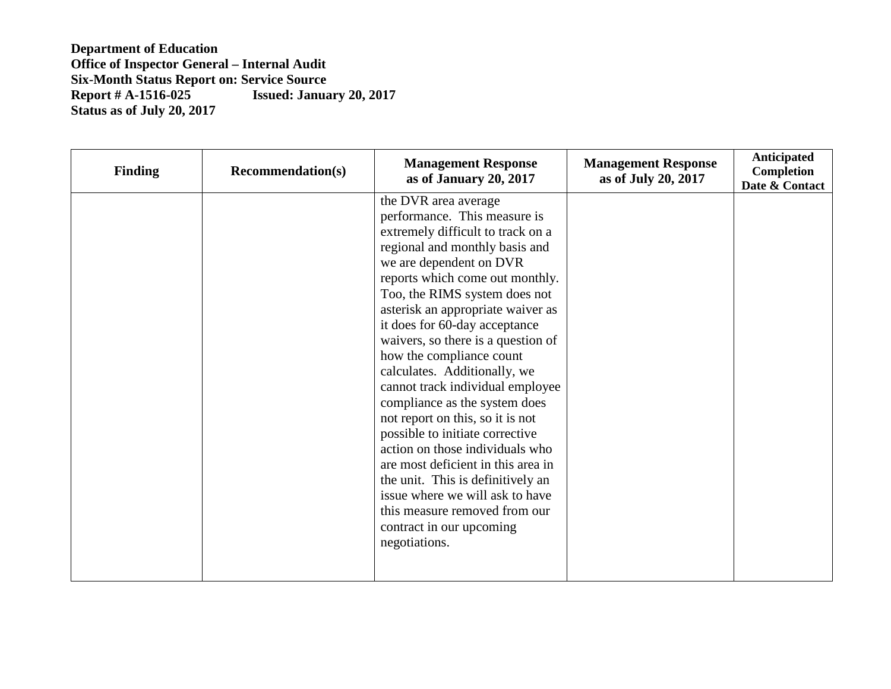**Department of Education**
**Office of Inspector General – Internal Audit**
**Six-Month Status Report on: Service Source**
**Report # A-1516-025 Issued: January 20, 2017**
**Status as of July 20, 2017**

| Finding | Recommendation(s) | Management Response as of January 20, 2017 | Management Response as of July 20, 2017 | Anticipated Completion Date & Contact |
|---|---|---|---|---|
| | | the DVR area average performance. This measure is extremely difficult to track on a regional and monthly basis and we are dependent on DVR reports which come out monthly. Too, the RIMS system does not asterisk an appropriate waiver as it does for 60-day acceptance waivers, so there is a question of how the compliance count calculates. Additionally, we cannot track individual employee compliance as the system does not report on this, so it is not possible to initiate corrective action on those individuals who are most deficient in this area in the unit. This is definitively an issue where we will ask to have this measure removed from our contract in our upcoming negotiations. | | |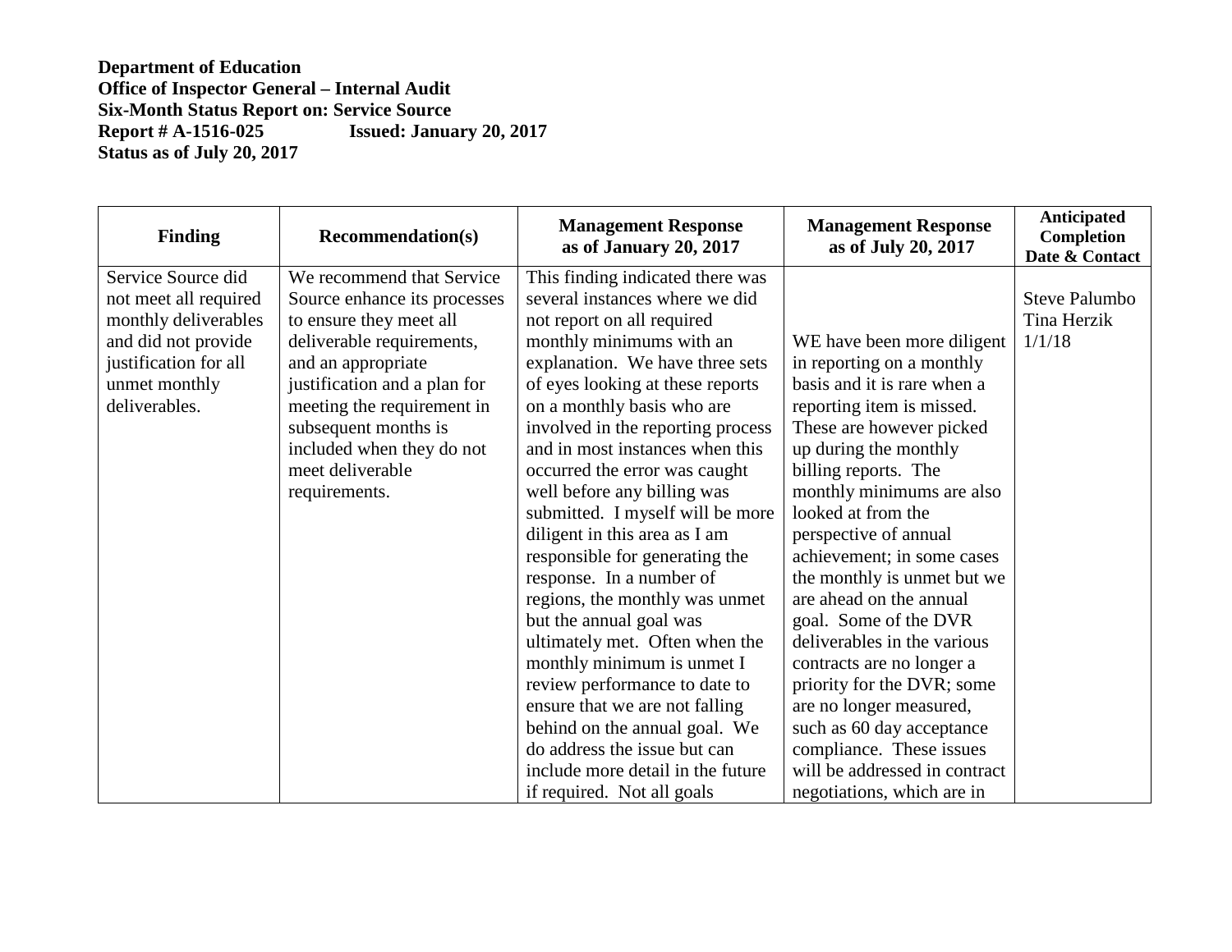**Department of Education**
**Office of Inspector General – Internal Audit**
**Six-Month Status Report on: Service Source**
**Report # A-1516-025 Issued: January 20, 2017**
**Status as of July 20, 2017**

| Finding | Recommendation(s) | Management Response as of January 20, 2017 | Management Response as of July 20, 2017 | Anticipated Completion Date & Contact |
|---|---|---|---|---|
| Service Source did not meet all required monthly deliverables and did not provide justification for all unmet monthly deliverables. | We recommend that Service Source enhance its processes to ensure they meet all deliverable requirements, and an appropriate justification and a plan for meeting the requirement in subsequent months is included when they do not meet deliverable requirements. | This finding indicated there was several instances where we did not report on all required monthly minimums with an explanation. We have three sets of eyes looking at these reports on a monthly basis who are involved in the reporting process and in most instances when this occurred the error was caught well before any billing was submitted. I myself will be more diligent in this area as I am responsible for generating the response. In a number of regions, the monthly was unmet but the annual goal was ultimately met. Often when the monthly minimum is unmet I review performance to date to ensure that we are not falling behind on the annual goal. We do address the issue but can include more detail in the future if required. Not all goals | WE have been more diligent in reporting on a monthly basis and it is rare when a reporting item is missed. These are however picked up during the monthly billing reports. The monthly minimums are also looked at from the perspective of annual achievement; in some cases the monthly is unmet but we are ahead on the annual goal. Some of the DVR deliverables in the various contracts are no longer a priority for the DVR; some are no longer measured, such as 60 day acceptance compliance. These issues will be addressed in contract negotiations, which are in | Steve Palumbo<br>Tina Herzik<br>1/1/18 |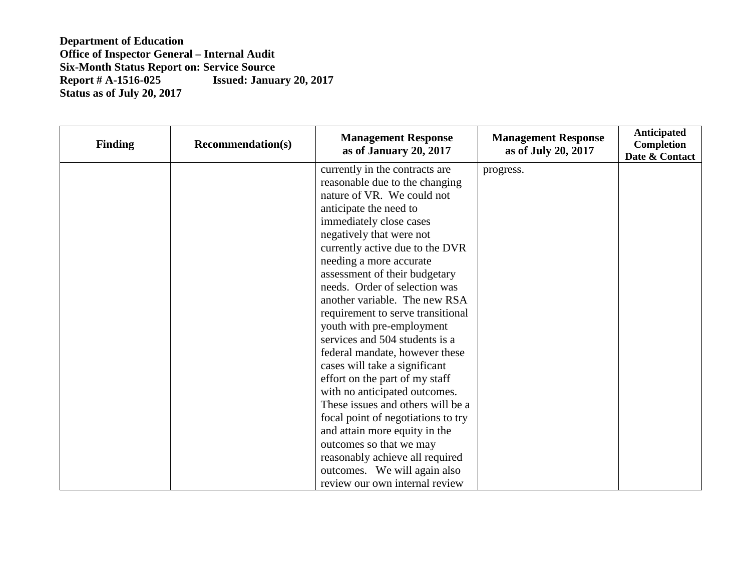**Department of Education**
**Office of Inspector General – Internal Audit**
**Six-Month Status Report on: Service Source**
**Report # A-1516-025 Issued: January 20, 2017**
**Status as of July 20, 2017**

| Finding | Recommendation(s) | Management Response as of January 20, 2017 | Management Response as of July 20, 2017 | Anticipated Completion Date & Contact |
|---|---|---|---|---|
| | | currently in the contracts are reasonable due to the changing nature of VR. We could not anticipate the need to immediately close cases negatively that were not currently active due to the DVR needing a more accurate assessment of their budgetary needs. Order of selection was another variable. The new RSA requirement to serve transitional youth with pre-employment services and 504 students is a federal mandate, however these cases will take a significant effort on the part of my staff with no anticipated outcomes. These issues and others will be a focal point of negotiations to try and attain more equity in the outcomes so that we may reasonably achieve all required outcomes. We will again also review our own internal review | progress. | |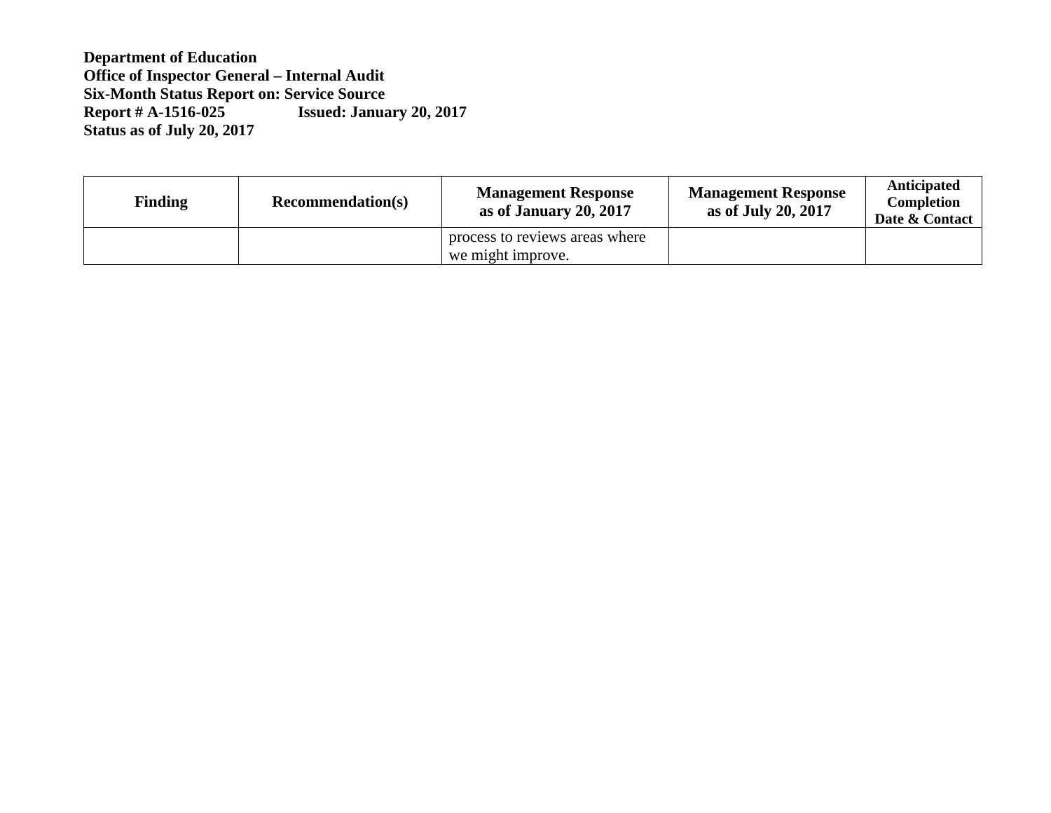**Department of Education**
**Office of Inspector General – Internal Audit**
**Six-Month Status Report on: Service Source**
**Report # A-1516-025 Issued: January 20, 2017**
**Status as of July 20, 2017**

| Finding | Recommendation(s) | Management Response as of January 20, 2017 | Management Response as of July 20, 2017 | Anticipated Completion Date & Contact |
|---|---|---|---|---|
| | | process to reviews areas where we might improve. | | |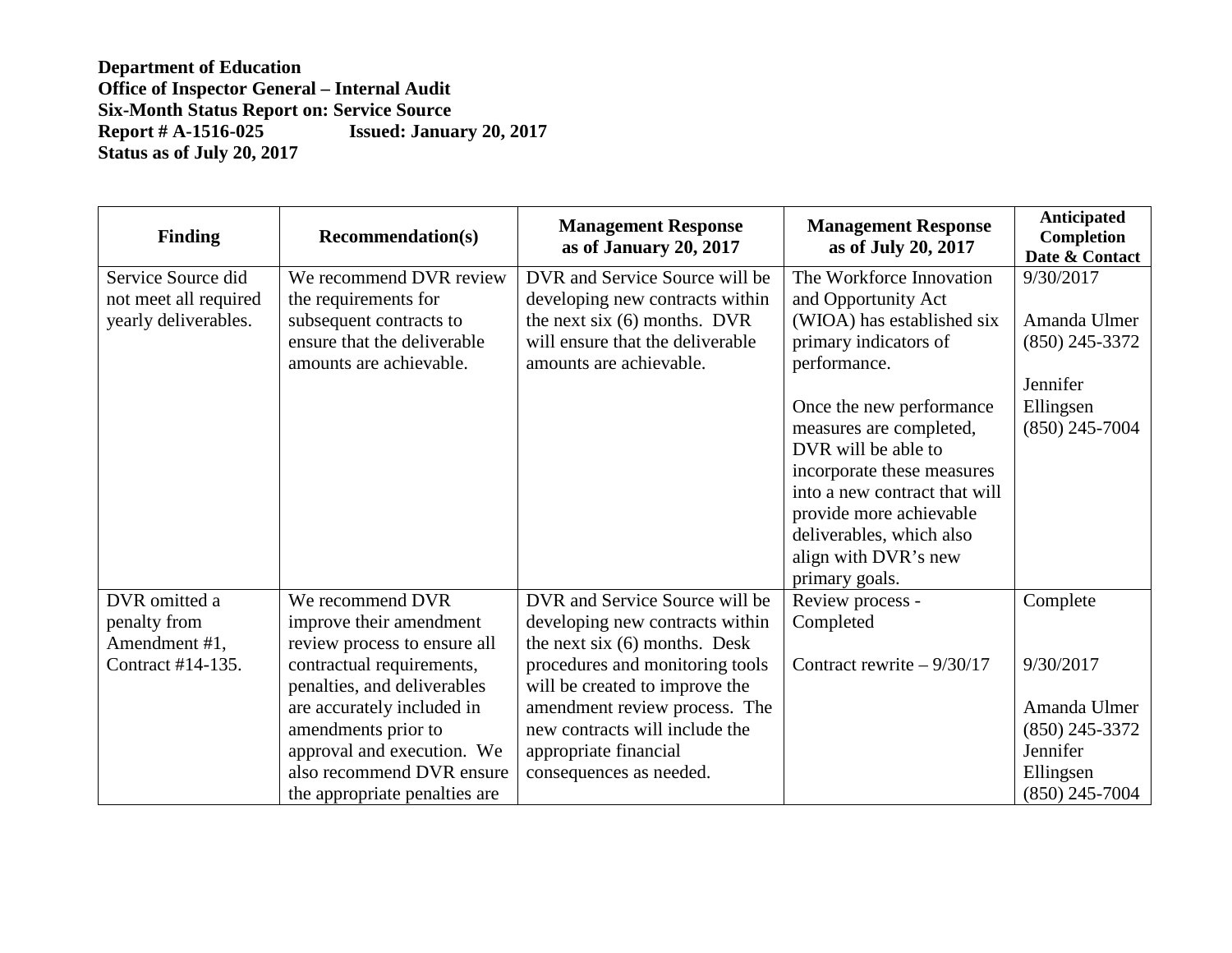**Department of Education**
**Office of Inspector General – Internal Audit**
**Six-Month Status Report on: Service Source**
**Report # A-1516-025 Issued: January 20, 2017**
**Status as of July 20, 2017**

| Finding | Recommendation(s) | Management Response as of January 20, 2017 | Management Response as of July 20, 2017 | Anticipated Completion Date & Contact |
|---|---|---|---|---|
| Service Source did not meet all required yearly deliverables. | We recommend DVR review the requirements for subsequent contracts to ensure that the deliverable amounts are achievable. | DVR and Service Source will be developing new contracts within the next six (6) months. DVR will ensure that the deliverable amounts are achievable. | The Workforce Innovation and Opportunity Act (WIOA) has established six primary indicators of performance.<br><br>Once the new performance measures are completed, DVR will be able to incorporate these measures into a new contract that will provide more achievable deliverables, which also align with DVR's new primary goals. | 9/30/2017<br><br>Amanda Ulmer (850) 245-3372<br><br>Jennifer Ellingsen (850) 245-7004 |
| DVR omitted a penalty from Amendment #1, Contract #14-135. | We recommend DVR improve their amendment review process to ensure all contractual requirements, penalties, and deliverables are accurately included in amendments prior to approval and execution. We also recommend DVR ensure the appropriate penalties are | DVR and Service Source will be developing new contracts within the next six (6) months. Desk procedures and monitoring tools will be created to improve the amendment review process. The new contracts will include the appropriate financial consequences as needed. | Review process - Completed<br><br>Contract rewrite – 9/30/17 | Complete<br><br>9/30/2017<br><br>Amanda Ulmer (850) 245-3372 Jennifer Ellingsen (850) 245-7004 |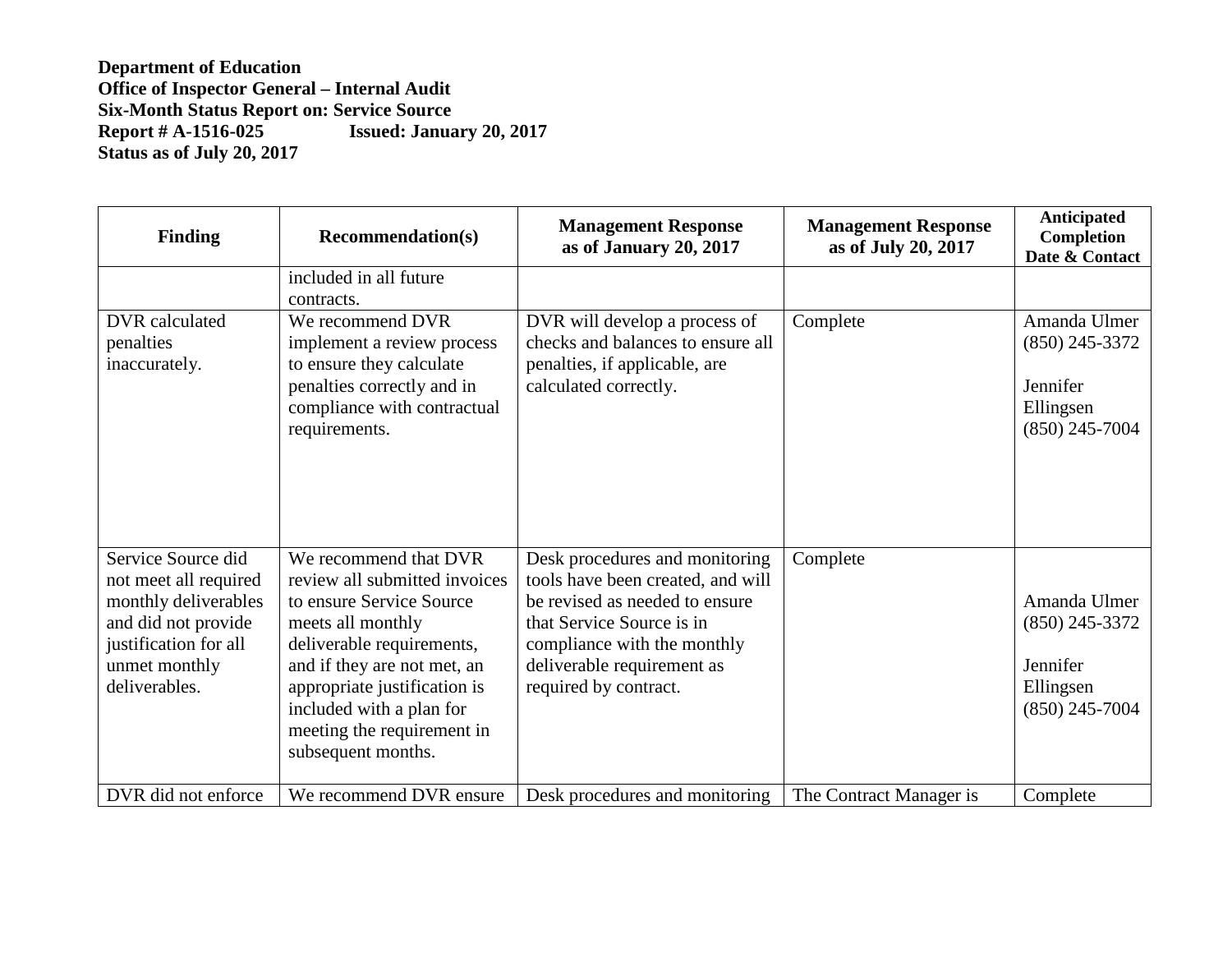**Department of Education**
**Office of Inspector General – Internal Audit**
**Six-Month Status Report on: Service Source**
**Report # A-1516-025 Issued: January 20, 2017**
**Status as of July 20, 2017**

| Finding | Recommendation(s) | Management Response as of January 20, 2017 | Management Response as of July 20, 2017 | Anticipated Completion Date & Contact |
|---|---|---|---|---|
| | included in all future contracts. | | | |
| DVR calculated penalties inaccurately. | We recommend DVR implement a review process to ensure they calculate penalties correctly and in compliance with contractual requirements. | DVR will develop a process of checks and balances to ensure all penalties, if applicable, are calculated correctly. | Complete | Amanda Ulmer (850) 245-3372<br><br>Jennifer Ellingsen (850) 245-7004 |
| Service Source did not meet all required monthly deliverables and did not provide justification for all unmet monthly deliverables. | We recommend that DVR review all submitted invoices to ensure Service Source meets all monthly deliverable requirements, and if they are not met, an appropriate justification is included with a plan for meeting the requirement in subsequent months. | Desk procedures and monitoring tools have been created, and will be revised as needed to ensure that Service Source is in compliance with the monthly deliverable requirement as required by contract. | Complete | Amanda Ulmer (850) 245-3372<br><br>Jennifer Ellingsen (850) 245-7004 |
| DVR did not enforce | We recommend DVR ensure | Desk procedures and monitoring | The Contract Manager is | Complete |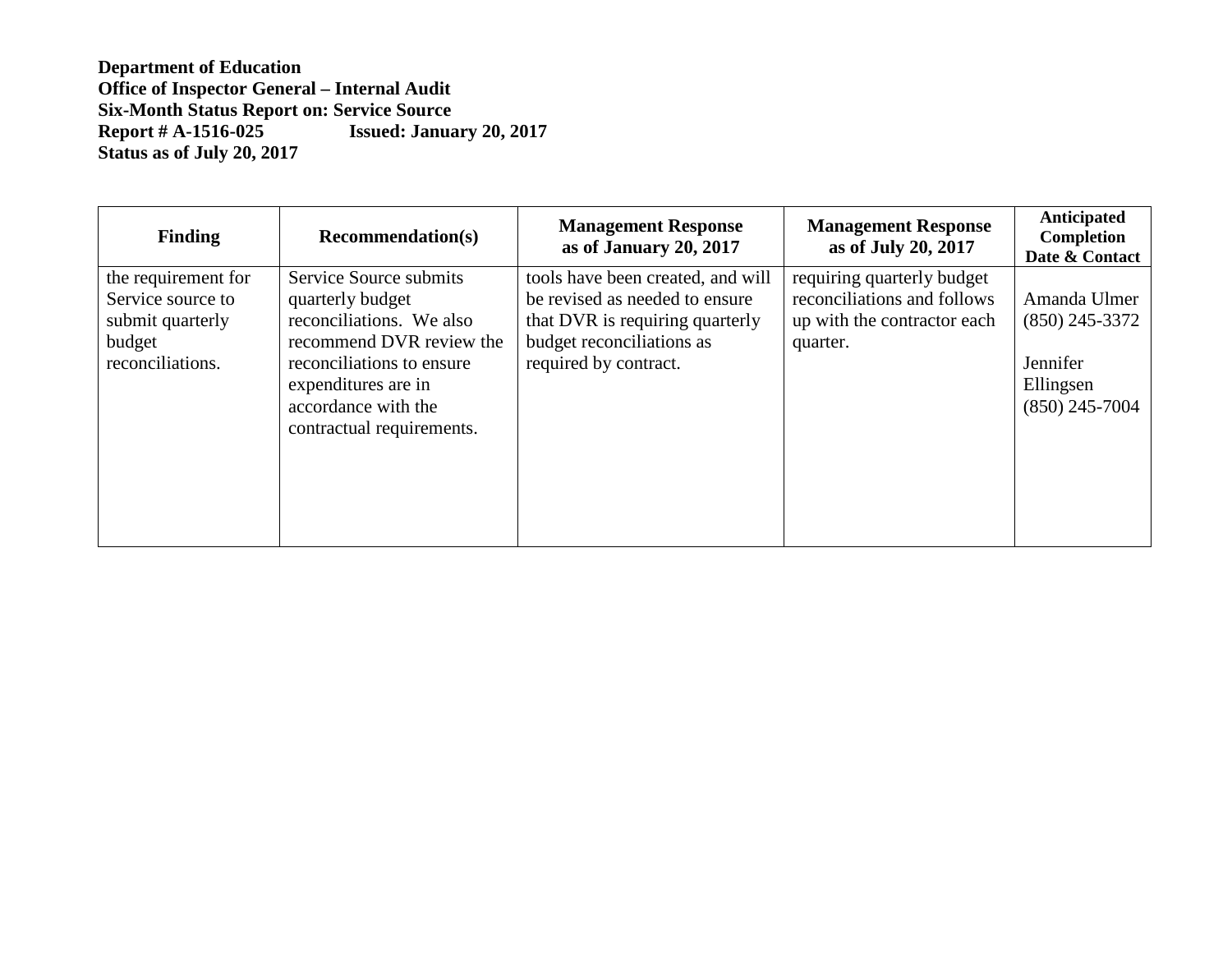**Department of Education**
**Office of Inspector General – Internal Audit**
**Six-Month Status Report on: Service Source**
**Report # A-1516-025 Issued: January 20, 2017**
**Status as of July 20, 2017**

| Finding | Recommendation(s) | Management Response as of January 20, 2017 | Management Response as of July 20, 2017 | Anticipated Completion Date & Contact |
|---|---|---|---|---|
| the requirement for Service source to submit quarterly budget reconciliations. | Service Source submits quarterly budget reconciliations. We also recommend DVR review the reconciliations to ensure expenditures are in accordance with the contractual requirements. | tools have been created, and will be revised as needed to ensure that DVR is requiring quarterly budget reconciliations as required by contract. | requiring quarterly budget reconciliations and follows up with the contractor each quarter. | Amanda Ulmer (850) 245-3372<br><br>Jennifer Ellingsen (850) 245-7004 |